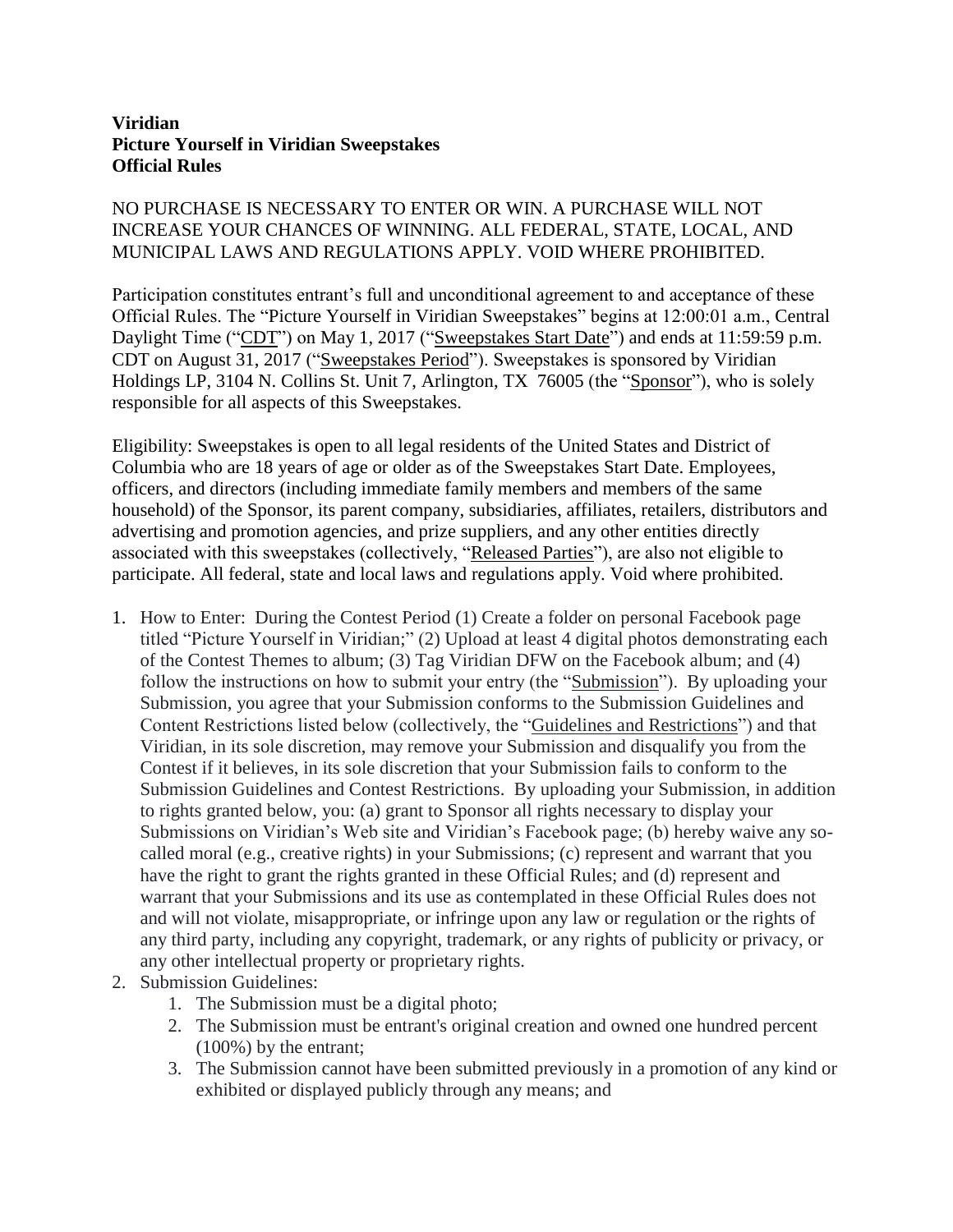**Viridian**
**Picture Yourself in Viridian Sweepstakes**
**Official Rules**

NO PURCHASE IS NECESSARY TO ENTER OR WIN. A PURCHASE WILL NOT INCREASE YOUR CHANCES OF WINNING. ALL FEDERAL, STATE, LOCAL, AND MUNICIPAL LAWS AND REGULATIONS APPLY. VOID WHERE PROHIBITED.

Participation constitutes entrant's full and unconditional agreement to and acceptance of these Official Rules. The "Picture Yourself in Viridian Sweepstakes" begins at 12:00:01 a.m., Central Daylight Time ("CDT") on May 1, 2017 ("Sweepstakes Start Date") and ends at 11:59:59 p.m. CDT on August 31, 2017 ("Sweepstakes Period"). Sweepstakes is sponsored by Viridian Holdings LP, 3104 N. Collins St. Unit 7, Arlington, TX 76005 (the "Sponsor"), who is solely responsible for all aspects of this Sweepstakes.

Eligibility: Sweepstakes is open to all legal residents of the United States and District of Columbia who are 18 years of age or older as of the Sweepstakes Start Date. Employees, officers, and directors (including immediate family members and members of the same household) of the Sponsor, its parent company, subsidiaries, affiliates, retailers, distributors and advertising and promotion agencies, and prize suppliers, and any other entities directly associated with this sweepstakes (collectively, "Released Parties"), are also not eligible to participate. All federal, state and local laws and regulations apply. Void where prohibited.

1. How to Enter: During the Contest Period (1) Create a folder on personal Facebook page titled "Picture Yourself in Viridian;" (2) Upload at least 4 digital photos demonstrating each of the Contest Themes to album; (3) Tag Viridian DFW on the Facebook album; and (4) follow the instructions on how to submit your entry (the "Submission"). By uploading your Submission, you agree that your Submission conforms to the Submission Guidelines and Content Restrictions listed below (collectively, the "Guidelines and Restrictions") and that Viridian, in its sole discretion, may remove your Submission and disqualify you from the Contest if it believes, in its sole discretion that your Submission fails to conform to the Submission Guidelines and Contest Restrictions. By uploading your Submission, in addition to rights granted below, you: (a) grant to Sponsor all rights necessary to display your Submissions on Viridian's Web site and Viridian's Facebook page; (b) hereby waive any so-called moral (e.g., creative rights) in your Submissions; (c) represent and warrant that you have the right to grant the rights granted in these Official Rules; and (d) represent and warrant that your Submissions and its use as contemplated in these Official Rules does not and will not violate, misappropriate, or infringe upon any law or regulation or the rights of any third party, including any copyright, trademark, or any rights of publicity or privacy, or any other intellectual property or proprietary rights.
2. Submission Guidelines:
    1. The Submission must be a digital photo;
    2. The Submission must be entrant's original creation and owned one hundred percent (100%) by the entrant;
    3. The Submission cannot have been submitted previously in a promotion of any kind or exhibited or displayed publicly through any means; and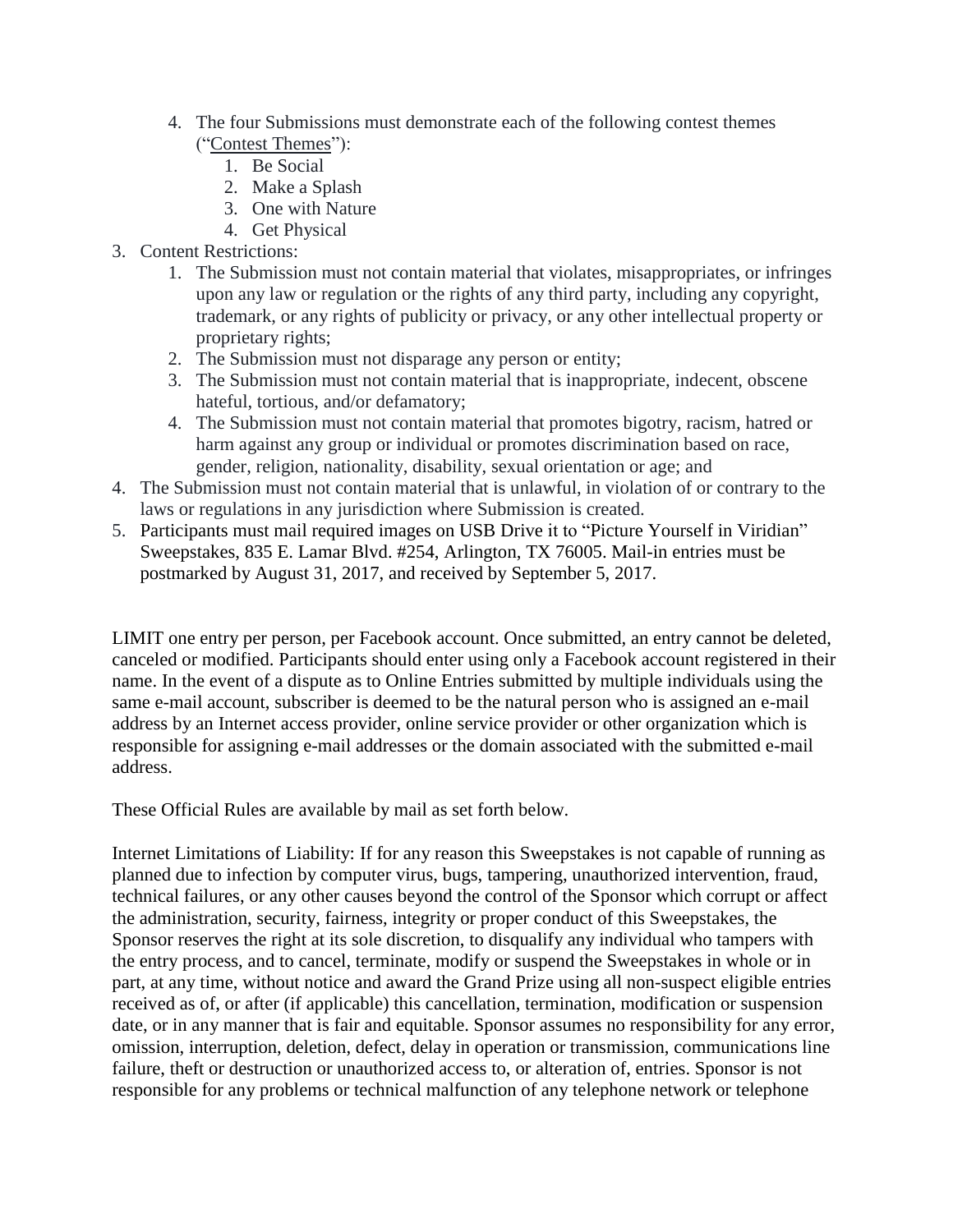4. The four Submissions must demonstrate each of the following contest themes ("Contest Themes"):
    1. Be Social
    2. Make a Splash
    3. One with Nature
    4. Get Physical

3. Content Restrictions:
    1. The Submission must not contain material that violates, misappropriates, or infringes upon any law or regulation or the rights of any third party, including any copyright, trademark, or any rights of publicity or privacy, or any other intellectual property or proprietary rights;
    2. The Submission must not disparage any person or entity;
    3. The Submission must not contain material that is inappropriate, indecent, obscene hateful, tortious, and/or defamatory;
    4. The Submission must not contain material that promotes bigotry, racism, hatred or harm against any group or individual or promotes discrimination based on race, gender, religion, nationality, disability, sexual orientation or age; and

4. The Submission must not contain material that is unlawful, in violation of or contrary to the laws or regulations in any jurisdiction where Submission is created.
5. Participants must mail required images on USB Drive it to "Picture Yourself in Viridian" Sweepstakes, 835 E. Lamar Blvd. #254, Arlington, TX 76005. Mail-in entries must be postmarked by August 31, 2017, and received by September 5, 2017.

LIMIT one entry per person, per Facebook account. Once submitted, an entry cannot be deleted, canceled or modified. Participants should enter using only a Facebook account registered in their name. In the event of a dispute as to Online Entries submitted by multiple individuals using the same e-mail account, subscriber is deemed to be the natural person who is assigned an e-mail address by an Internet access provider, online service provider or other organization which is responsible for assigning e-mail addresses or the domain associated with the submitted e-mail address.

These Official Rules are available by mail as set forth below.

Internet Limitations of Liability: If for any reason this Sweepstakes is not capable of running as planned due to infection by computer virus, bugs, tampering, unauthorized intervention, fraud, technical failures, or any other causes beyond the control of the Sponsor which corrupt or affect the administration, security, fairness, integrity or proper conduct of this Sweepstakes, the Sponsor reserves the right at its sole discretion, to disqualify any individual who tampers with the entry process, and to cancel, terminate, modify or suspend the Sweepstakes in whole or in part, at any time, without notice and award the Grand Prize using all non-suspect eligible entries received as of, or after (if applicable) this cancellation, termination, modification or suspension date, or in any manner that is fair and equitable. Sponsor assumes no responsibility for any error, omission, interruption, deletion, defect, delay in operation or transmission, communications line failure, theft or destruction or unauthorized access to, or alteration of, entries. Sponsor is not responsible for any problems or technical malfunction of any telephone network or telephone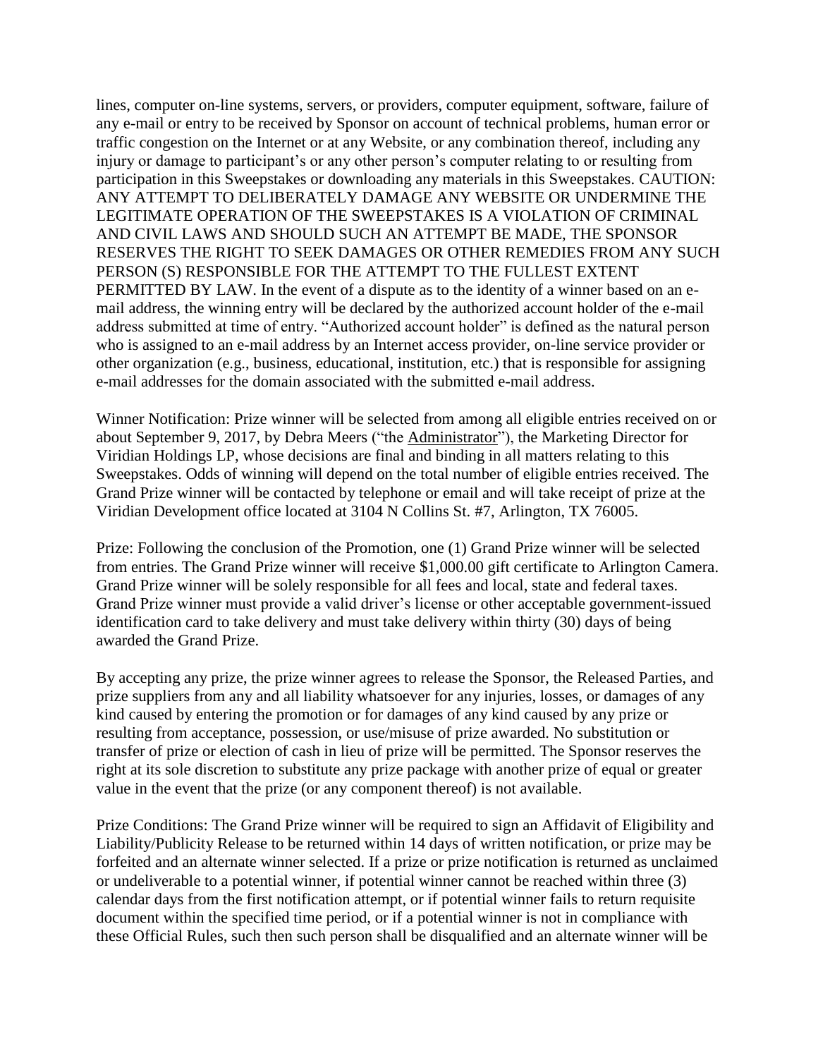lines, computer on-line systems, servers, or providers, computer equipment, software, failure of any e-mail or entry to be received by Sponsor on account of technical problems, human error or traffic congestion on the Internet or at any Website, or any combination thereof, including any injury or damage to participant's or any other person's computer relating to or resulting from participation in this Sweepstakes or downloading any materials in this Sweepstakes. CAUTION: ANY ATTEMPT TO DELIBERATELY DAMAGE ANY WEBSITE OR UNDERMINE THE LEGITIMATE OPERATION OF THE SWEEPSTAKES IS A VIOLATION OF CRIMINAL AND CIVIL LAWS AND SHOULD SUCH AN ATTEMPT BE MADE, THE SPONSOR RESERVES THE RIGHT TO SEEK DAMAGES OR OTHER REMEDIES FROM ANY SUCH PERSON (S) RESPONSIBLE FOR THE ATTEMPT TO THE FULLEST EXTENT PERMITTED BY LAW. In the event of a dispute as to the identity of a winner based on an e-mail address, the winning entry will be declared by the authorized account holder of the e-mail address submitted at time of entry. "Authorized account holder" is defined as the natural person who is assigned to an e-mail address by an Internet access provider, on-line service provider or other organization (e.g., business, educational, institution, etc.) that is responsible for assigning e-mail addresses for the domain associated with the submitted e-mail address.

Winner Notification: Prize winner will be selected from among all eligible entries received on or about September 9, 2017, by Debra Meers ("the Administrator"), the Marketing Director for Viridian Holdings LP, whose decisions are final and binding in all matters relating to this Sweepstakes. Odds of winning will depend on the total number of eligible entries received. The Grand Prize winner will be contacted by telephone or email and will take receipt of prize at the Viridian Development office located at 3104 N Collins St. #7, Arlington, TX 76005.

Prize: Following the conclusion of the Promotion, one (1) Grand Prize winner will be selected from entries. The Grand Prize winner will receive $1,000.00 gift certificate to Arlington Camera. Grand Prize winner will be solely responsible for all fees and local, state and federal taxes. Grand Prize winner must provide a valid driver's license or other acceptable government-issued identification card to take delivery and must take delivery within thirty (30) days of being awarded the Grand Prize.

By accepting any prize, the prize winner agrees to release the Sponsor, the Released Parties, and prize suppliers from any and all liability whatsoever for any injuries, losses, or damages of any kind caused by entering the promotion or for damages of any kind caused by any prize or resulting from acceptance, possession, or use/misuse of prize awarded. No substitution or transfer of prize or election of cash in lieu of prize will be permitted. The Sponsor reserves the right at its sole discretion to substitute any prize package with another prize of equal or greater value in the event that the prize (or any component thereof) is not available.

Prize Conditions: The Grand Prize winner will be required to sign an Affidavit of Eligibility and Liability/Publicity Release to be returned within 14 days of written notification, or prize may be forfeited and an alternate winner selected. If a prize or prize notification is returned as unclaimed or undeliverable to a potential winner, if potential winner cannot be reached within three (3) calendar days from the first notification attempt, or if potential winner fails to return requisite document within the specified time period, or if a potential winner is not in compliance with these Official Rules, such then such person shall be disqualified and an alternate winner will be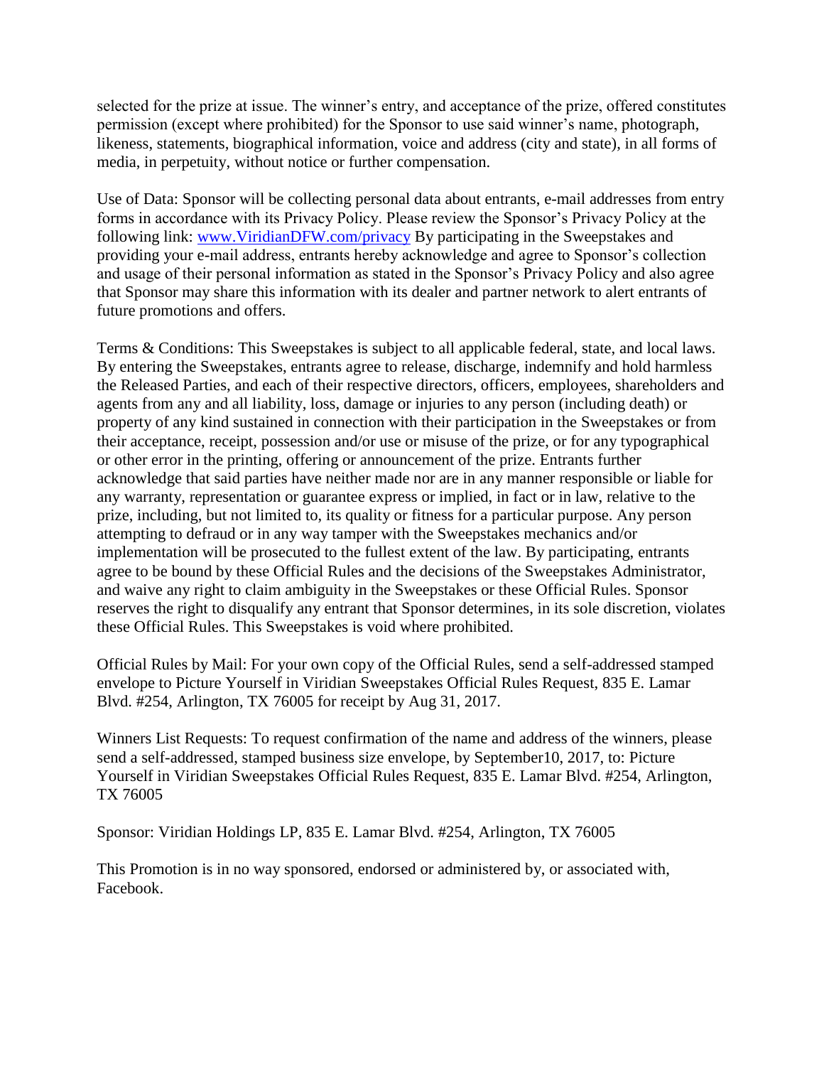selected for the prize at issue. The winner's entry, and acceptance of the prize, offered constitutes permission (except where prohibited) for the Sponsor to use said winner's name, photograph, likeness, statements, biographical information, voice and address (city and state), in all forms of media, in perpetuity, without notice or further compensation.

Use of Data: Sponsor will be collecting personal data about entrants, e-mail addresses from entry forms in accordance with its Privacy Policy. Please review the Sponsor's Privacy Policy at the following link: [www.ViridianDFW.com/privacy](www.ViridianDFW.com/privacy) By participating in the Sweepstakes and providing your e-mail address, entrants hereby acknowledge and agree to Sponsor's collection and usage of their personal information as stated in the Sponsor's Privacy Policy and also agree that Sponsor may share this information with its dealer and partner network to alert entrants of future promotions and offers.

Terms & Conditions: This Sweepstakes is subject to all applicable federal, state, and local laws. By entering the Sweepstakes, entrants agree to release, discharge, indemnify and hold harmless the Released Parties, and each of their respective directors, officers, employees, shareholders and agents from any and all liability, loss, damage or injuries to any person (including death) or property of any kind sustained in connection with their participation in the Sweepstakes or from their acceptance, receipt, possession and/or use or misuse of the prize, or for any typographical or other error in the printing, offering or announcement of the prize. Entrants further acknowledge that said parties have neither made nor are in any manner responsible or liable for any warranty, representation or guarantee express or implied, in fact or in law, relative to the prize, including, but not limited to, its quality or fitness for a particular purpose. Any person attempting to defraud or in any way tamper with the Sweepstakes mechanics and/or implementation will be prosecuted to the fullest extent of the law. By participating, entrants agree to be bound by these Official Rules and the decisions of the Sweepstakes Administrator, and waive any right to claim ambiguity in the Sweepstakes or these Official Rules. Sponsor reserves the right to disqualify any entrant that Sponsor determines, in its sole discretion, violates these Official Rules. This Sweepstakes is void where prohibited.

Official Rules by Mail: For your own copy of the Official Rules, send a self-addressed stamped envelope to Picture Yourself in Viridian Sweepstakes Official Rules Request, 835 E. Lamar Blvd. #254, Arlington, TX 76005 for receipt by Aug 31, 2017.

Winners List Requests: To request confirmation of the name and address of the winners, please send a self-addressed, stamped business size envelope, by September10, 2017, to: Picture Yourself in Viridian Sweepstakes Official Rules Request, 835 E. Lamar Blvd. #254, Arlington, TX 76005

Sponsor: Viridian Holdings LP, 835 E. Lamar Blvd. #254, Arlington, TX 76005

This Promotion is in no way sponsored, endorsed or administered by, or associated with, Facebook.